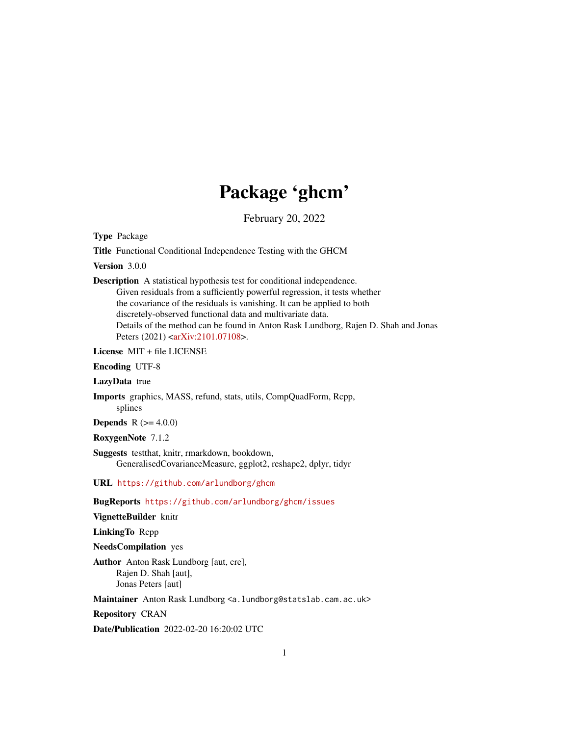# Package 'ghcm'

February 20, 2022

**Type** Package

**Title** Functional Conditional Independence Testing with the GHCM

**Version** 3.0.0

**Description** A statistical hypothesis test for conditional independence. Given residuals from a sufficiently powerful regression, it tests whether the covariance of the residuals is vanishing. It can be applied to both discretely-observed functional data and multivariate data. Details of the method can be found in Anton Rask Lundborg, Rajen D. Shah and Jonas Peters (2021) <arXiv:2101.07108>.

**License** MIT + file LICENSE

**Encoding** UTF-8

**LazyData** true

**Imports** graphics, MASS, refund, stats, utils, CompQuadForm, Rcpp, splines

**Depends** R (>= 4.0.0)

**RoxygenNote** 7.1.2

**Suggests** testthat, knitr, rmarkdown, bookdown, GeneralisedCovarianceMeasure, ggplot2, reshape2, dplyr, tidyr

**URL** https://github.com/arlundborg/ghcm

**BugReports** https://github.com/arlundborg/ghcm/issues

**VignetteBuilder** knitr

**LinkingTo** Rcpp

**NeedsCompilation** yes

**Author** Anton Rask Lundborg [aut, cre], Rajen D. Shah [aut], Jonas Peters [aut]

**Maintainer** Anton Rask Lundborg <a.lundborg@statslab.cam.ac.uk>

**Repository** CRAN

**Date/Publication** 2022-02-20 16:20:02 UTC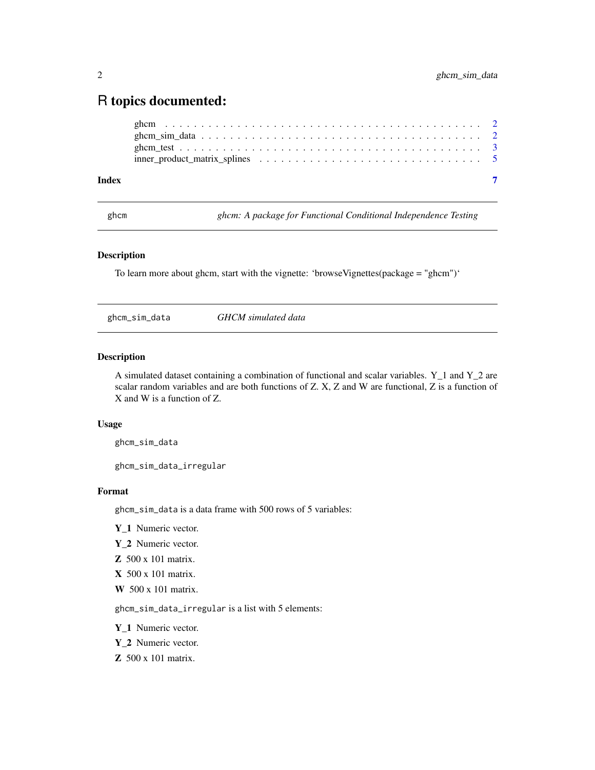# R topics documented:

ghcm . . . . . . . . . . . . . . . . . . . . . . . . . . . . . . . . . . . . . . . . . 2
ghcm_sim_data . . . . . . . . . . . . . . . . . . . . . . . . . . . . . . . . . . . . . 2
ghcm_test . . . . . . . . . . . . . . . . . . . . . . . . . . . . . . . . . . . . . . . 3
inner_product_matrix_splines . . . . . . . . . . . . . . . . . . . . . . . . . . . . . 5

**Index** **7**

---

`ghcm` *ghcm: A package for Functional Conditional Independence Testing*

---

### Description

To learn more about ghcm, start with the vignette: 'browseVignettes(package = "ghcm")'

---

`ghcm_sim_data` *GHCM simulated data*

---

### Description

A simulated dataset containing a combination of functional and scalar variables. Y_1 and Y_2 are scalar random variables and are both functions of Z. X, Z and W are functional, Z is a function of X and W is a function of Z.

### Usage

```
ghcm_sim_data

ghcm_sim_data_irregular
```

### Format

`ghcm_sim_data` is a data frame with 500 rows of 5 variables:

**Y_1** Numeric vector.

**Y_2** Numeric vector.

**Z** 500 x 101 matrix.

**X** 500 x 101 matrix.

**W** 500 x 101 matrix.

`ghcm_sim_data_irregular` is a list with 5 elements:

**Y_1** Numeric vector.

**Y_2** Numeric vector.

**Z** 500 x 101 matrix.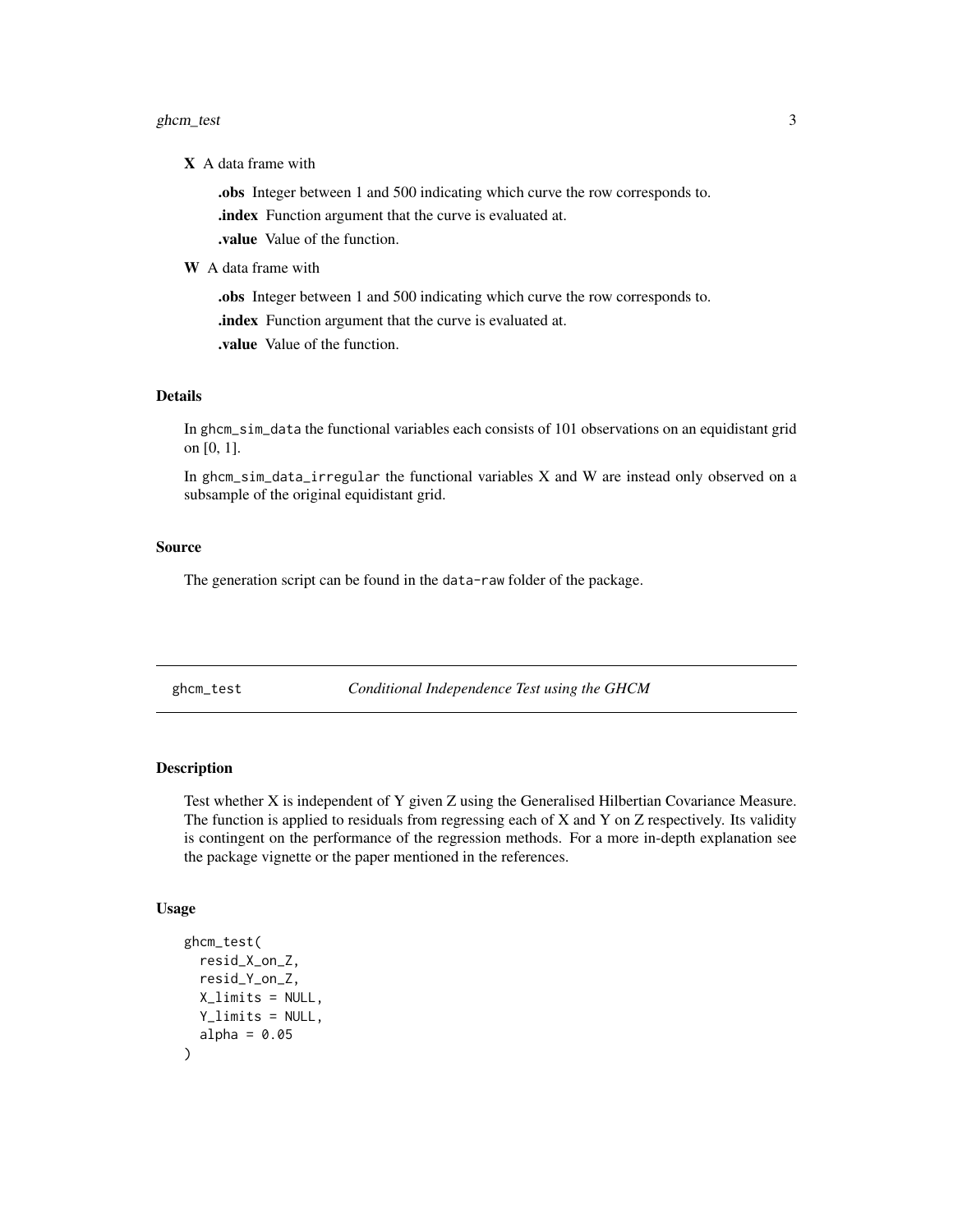- **X** A data frame with
  - **.obs** Integer between 1 and 500 indicating which curve the row corresponds to.
  - **.index** Function argument that the curve is evaluated at.
  - **.value** Value of the function.
- **W** A data frame with
  - **.obs** Integer between 1 and 500 indicating which curve the row corresponds to.
  - **.index** Function argument that the curve is evaluated at.
  - **.value** Value of the function.

### Details

In `ghcm_sim_data` the functional variables each consists of 101 observations on an equidistant grid on [0, 1].

In `ghcm_sim_data_irregular` the functional variables X and W are instead only observed on a subsample of the original equidistant grid.

### Source

The generation script can be found in the `data-raw` folder of the package.

---

## ghcm_test — *Conditional Independence Test using the GHCM*

### Description

Test whether X is independent of Y given Z using the Generalised Hilbertian Covariance Measure. The function is applied to residuals from regressing each of X and Y on Z respectively. Its validity is contingent on the performance of the regression methods. For a more in-depth explanation see the package vignette or the paper mentioned in the references.

### Usage

```
ghcm_test(
  resid_X_on_Z,
  resid_Y_on_Z,
  X_limits = NULL,
  Y_limits = NULL,
  alpha = 0.05
)
```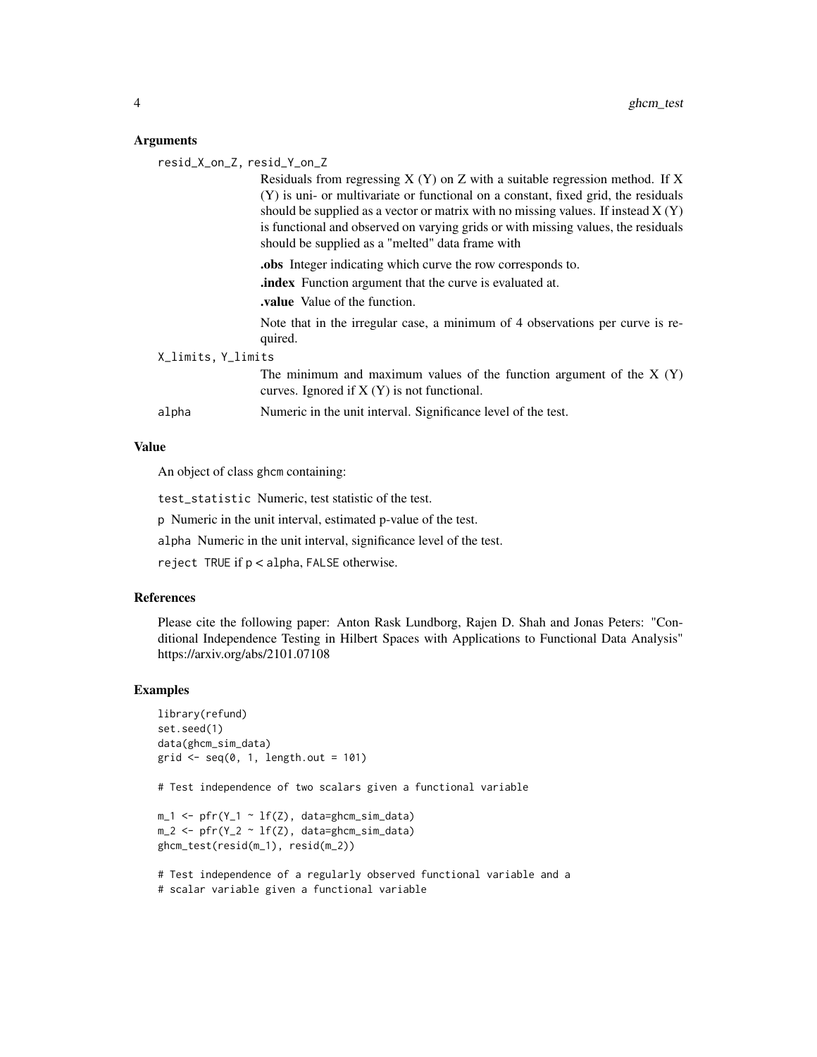### Arguments

`resid_X_on_Z, resid_Y_on_Z`
: Residuals from regressing X (Y) on Z with a suitable regression method. If X (Y) is uni- or multivariate or functional on a constant, fixed grid, the residuals should be supplied as a vector or matrix with no missing values. If instead X (Y) is functional and observed on varying grids or with missing values, the residuals should be supplied as a "melted" data frame with

  **.obs** Integer indicating which curve the row corresponds to.

  **.index** Function argument that the curve is evaluated at.

  **.value** Value of the function.

  Note that in the irregular case, a minimum of 4 observations per curve is required.

`X_limits, Y_limits`
: The minimum and maximum values of the function argument of the X (Y) curves. Ignored if X (Y) is not functional.

`alpha`
: Numeric in the unit interval. Significance level of the test.

### Value

An object of class `ghcm` containing:

`test_statistic` Numeric, test statistic of the test.

`p` Numeric in the unit interval, estimated p-value of the test.

`alpha` Numeric in the unit interval, significance level of the test.

`reject` `TRUE` if `p < alpha`, `FALSE` otherwise.

### References

Please cite the following paper: Anton Rask Lundborg, Rajen D. Shah and Jonas Peters: "Conditional Independence Testing in Hilbert Spaces with Applications to Functional Data Analysis" https://arxiv.org/abs/2101.07108

### Examples

```
library(refund)
set.seed(1)
data(ghcm_sim_data)
grid <- seq(0, 1, length.out = 101)

# Test independence of two scalars given a functional variable

m_1 <- pfr(Y_1 ~ lf(Z), data=ghcm_sim_data)
m_2 <- pfr(Y_2 ~ lf(Z), data=ghcm_sim_data)
ghcm_test(resid(m_1), resid(m_2))

# Test independence of a regularly observed functional variable and a
# scalar variable given a functional variable
```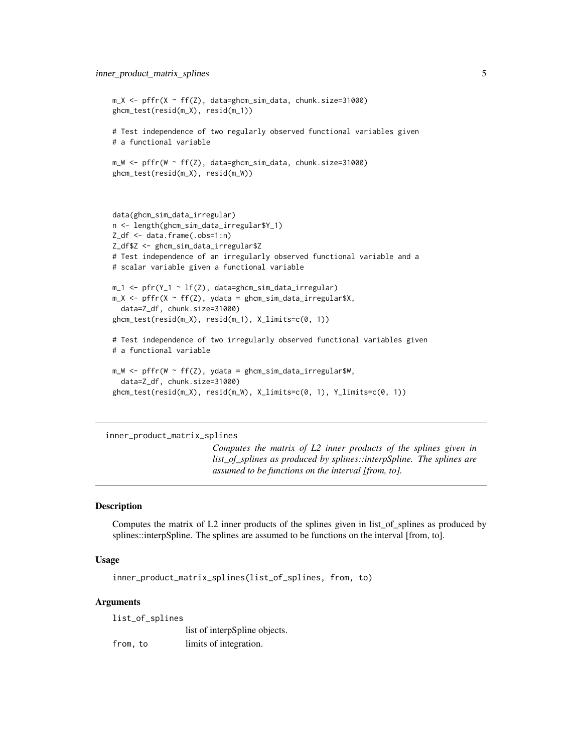```
m_X <- pffr(X ~ ff(Z), data=ghcm_sim_data, chunk.size=31000)
ghcm_test(resid(m_X), resid(m_1))

# Test independence of two regularly observed functional variables given
# a functional variable

m_W <- pffr(W ~ ff(Z), data=ghcm_sim_data, chunk.size=31000)
ghcm_test(resid(m_X), resid(m_W))



data(ghcm_sim_data_irregular)
n <- length(ghcm_sim_data_irregular$Y_1)
Z_df <- data.frame(.obs=1:n)
Z_df$Z <- ghcm_sim_data_irregular$Z
# Test independence of an irregularly observed functional variable and a
# scalar variable given a functional variable

m_1 <- pfr(Y_1 ~ lf(Z), data=ghcm_sim_data_irregular)
m_X <- pffr(X ~ ff(Z), ydata = ghcm_sim_data_irregular$X,
  data=Z_df, chunk.size=31000)
ghcm_test(resid(m_X), resid(m_1), X_limits=c(0, 1))

# Test independence of two irregularly observed functional variables given
# a functional variable

m_W <- pffr(W ~ ff(Z), ydata = ghcm_sim_data_irregular$W,
  data=Z_df, chunk.size=31000)
ghcm_test(resid(m_X), resid(m_W), X_limits=c(0, 1), Y_limits=c(0, 1))
```

---

`inner_product_matrix_splines` *Computes the matrix of L2 inner products of the splines given in list_of_splines as produced by splines::interpSpline. The splines are assumed to be functions on the interval [from, to].*

---

## Description

Computes the matrix of L2 inner products of the splines given in list_of_splines as produced by splines::interpSpline. The splines are assumed to be functions on the interval [from, to].

## Usage

```
inner_product_matrix_splines(list_of_splines, from, to)
```

## Arguments

| | |
|---|---|
| `list_of_splines` | list of interpSpline objects. |
| `from, to` | limits of integration. |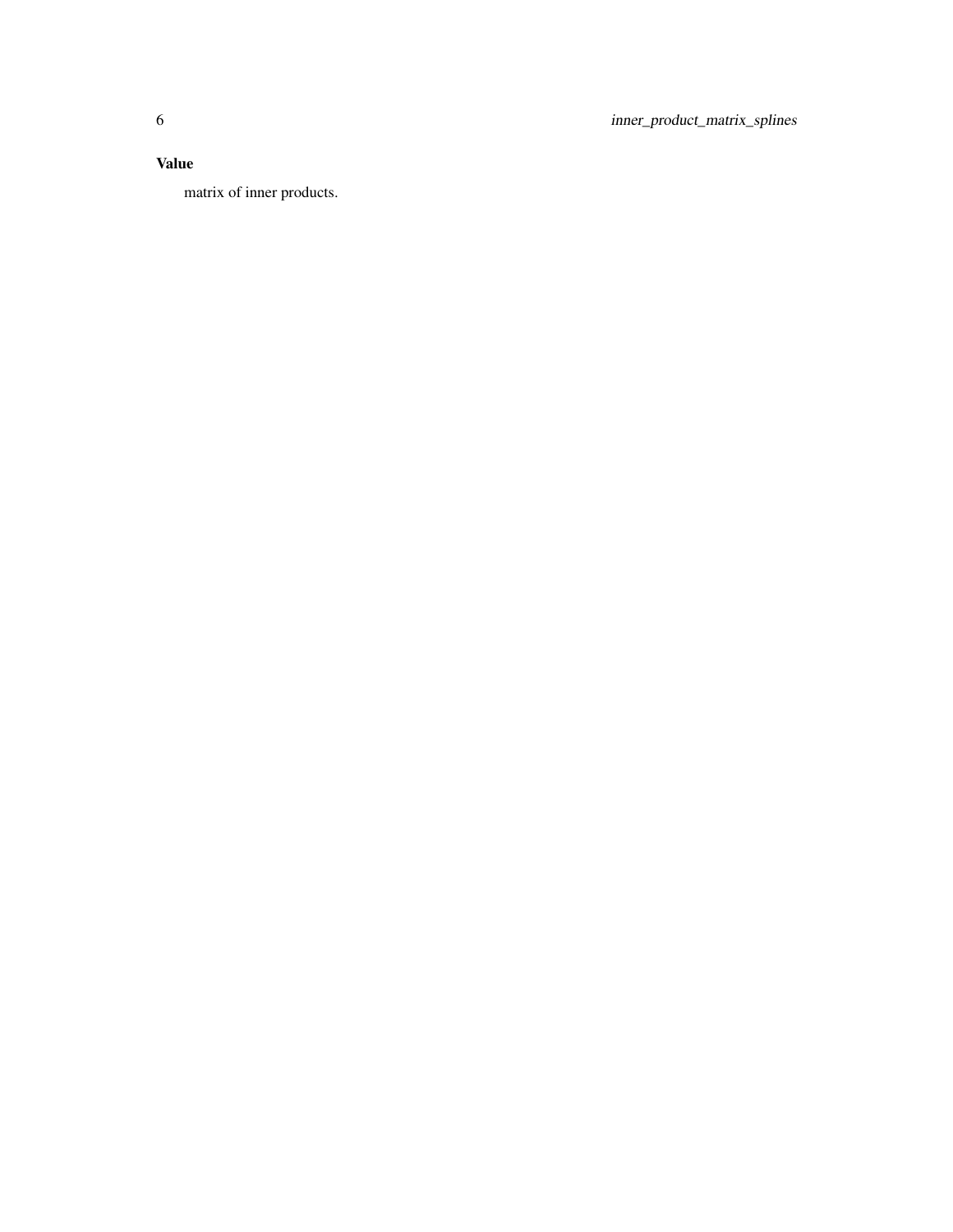### Value

matrix of inner products.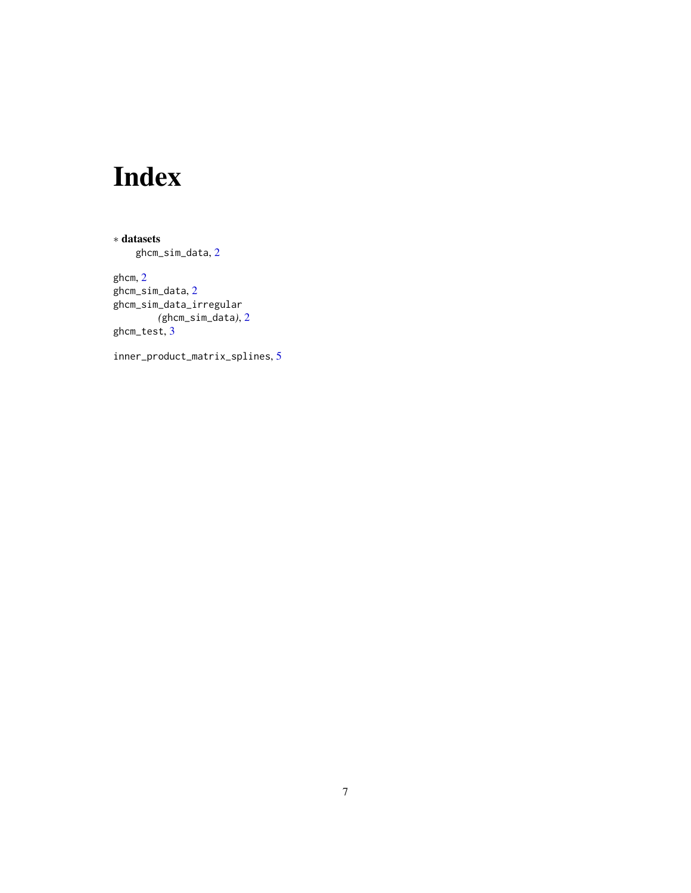# Index

∗ **datasets**
    ghcm_sim_data, 2

ghcm, 2
ghcm_sim_data, 2
ghcm_sim_data_irregular
        (ghcm_sim_data), 2
ghcm_test, 3

inner_product_matrix_splines, 5